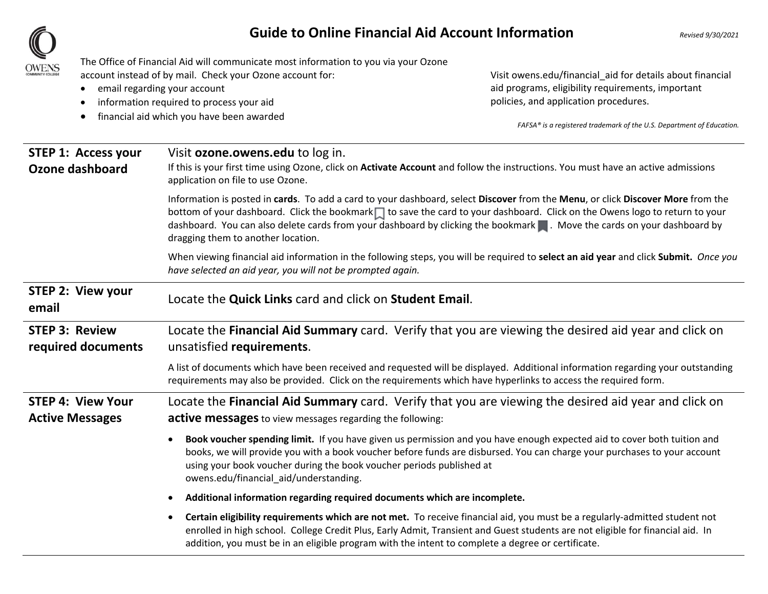# Guide to Online Financial Aid Account Information

*Revised 9/30/2021*

The Office of Financial Aid will communicate most information to you via your Ozone account instead of by mail. Check your Ozone account for:

- email regarding your account
- information required to process your aid
- financial aid which you have been awarded

Visit owens.edu/financial_aid for details about financial aid programs, eligibility requirements, important policies, and application procedures.

*FAFSA® is a registered trademark of the U.S. Department of Education.*

## STEP 1: Access your Ozone dashboard

Visit **ozone.owens.edu** to log in.

If this is your first time using Ozone, click on **Activate Account** and follow the instructions. You must have an active admissions application on file to use Ozone.

Information is posted in **cards**. To add a card to your dashboard, select **Discover** from the **Menu**, or click **Discover More** from the bottom of your dashboard. Click the bookmark to save the card to your dashboard. Click on the Owens logo to return to your dashboard. You can also delete cards from your dashboard by clicking the bookmark . Move the cards on your dashboard by dragging them to another location.

When viewing financial aid information in the following steps, you will be required to **select an aid year** and click **Submit.** *Once you have selected an aid year, you will not be prompted again.*

## STEP 2: View your email

Locate the **Quick Links** card and click on **Student Email**.

## STEP 3: Review required documents

Locate the **Financial Aid Summary** card. Verify that you are viewing the desired aid year and click on unsatisfied **requirements**.

A list of documents which have been received and requested will be displayed. Additional information regarding your outstanding requirements may also be provided. Click on the requirements which have hyperlinks to access the required form.

## STEP 4: View Your Active Messages

Locate the **Financial Aid Summary** card. Verify that you are viewing the desired aid year and click on **active messages** to view messages regarding the following:

- **Book voucher spending limit.** If you have given us permission and you have enough expected aid to cover both tuition and books, we will provide you with a book voucher before funds are disbursed. You can charge your purchases to your account using your book voucher during the book voucher periods published at owens.edu/financial_aid/understanding.
- **Additional information regarding required documents which are incomplete.**
- **Certain eligibility requirements which are not met.** To receive financial aid, you must be a regularly-admitted student not enrolled in high school. College Credit Plus, Early Admit, Transient and Guest students are not eligible for financial aid. In addition, you must be in an eligible program with the intent to complete a degree or certificate.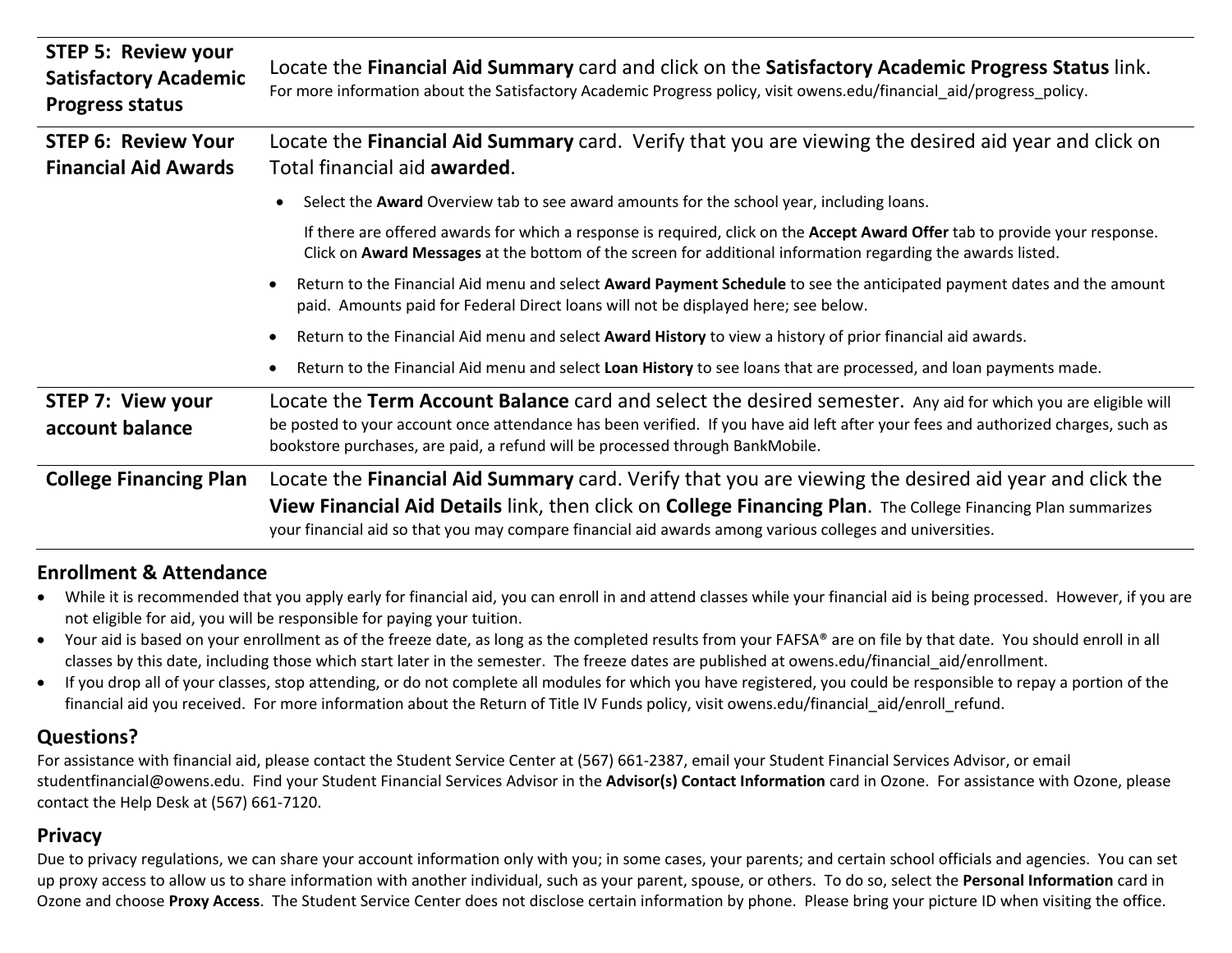| | |
|---|---|
| **STEP 5: Review your Satisfactory Academic Progress status** | Locate the **Financial Aid Summary** card and click on the **Satisfactory Academic Progress Status** link. For more information about the Satisfactory Academic Progress policy, visit owens.edu/financial_aid/progress_policy. |
| **STEP 6: Review Your Financial Aid Awards** | Locate the **Financial Aid Summary** card. Verify that you are viewing the desired aid year and click on Total financial aid **awarded**.<br><br>• Select the **Award** Overview tab to see award amounts for the school year, including loans.<br>If there are offered awards for which a response is required, click on the **Accept Award Offer** tab to provide your response. Click on **Award Messages** at the bottom of the screen for additional information regarding the awards listed.<br>• Return to the Financial Aid menu and select **Award Payment Schedule** to see the anticipated payment dates and the amount paid. Amounts paid for Federal Direct loans will not be displayed here; see below.<br>• Return to the Financial Aid menu and select **Award History** to view a history of prior financial aid awards.<br>• Return to the Financial Aid menu and select **Loan History** to see loans that are processed, and loan payments made. |
| **STEP 7: View your account balance** | Locate the **Term Account Balance** card and select the desired semester. Any aid for which you are eligible will be posted to your account once attendance has been verified. If you have aid left after your fees and authorized charges, such as bookstore purchases, are paid, a refund will be processed through BankMobile. |
| **College Financing Plan** | Locate the **Financial Aid Summary** card. Verify that you are viewing the desired aid year and click the **View Financial Aid Details** link, then click on **College Financing Plan**. The College Financing Plan summarizes your financial aid so that you may compare financial aid awards among various colleges and universities. |

## Enrollment & Attendance

- While it is recommended that you apply early for financial aid, you can enroll in and attend classes while your financial aid is being processed. However, if you are not eligible for aid, you will be responsible for paying your tuition.
- Your aid is based on your enrollment as of the freeze date, as long as the completed results from your FAFSA® are on file by that date. You should enroll in all classes by this date, including those which start later in the semester. The freeze dates are published at owens.edu/financial_aid/enrollment.
- If you drop all of your classes, stop attending, or do not complete all modules for which you have registered, you could be responsible to repay a portion of the financial aid you received. For more information about the Return of Title IV Funds policy, visit owens.edu/financial_aid/enroll_refund.

## Questions?

For assistance with financial aid, please contact the Student Service Center at (567) 661-2387, email your Student Financial Services Advisor, or email studentfinancial@owens.edu. Find your Student Financial Services Advisor in the **Advisor(s) Contact Information** card in Ozone. For assistance with Ozone, please contact the Help Desk at (567) 661-7120.

## Privacy

Due to privacy regulations, we can share your account information only with you; in some cases, your parents; and certain school officials and agencies. You can set up proxy access to allow us to share information with another individual, such as your parent, spouse, or others. To do so, select the **Personal Information** card in Ozone and choose **Proxy Access**. The Student Service Center does not disclose certain information by phone. Please bring your picture ID when visiting the office.